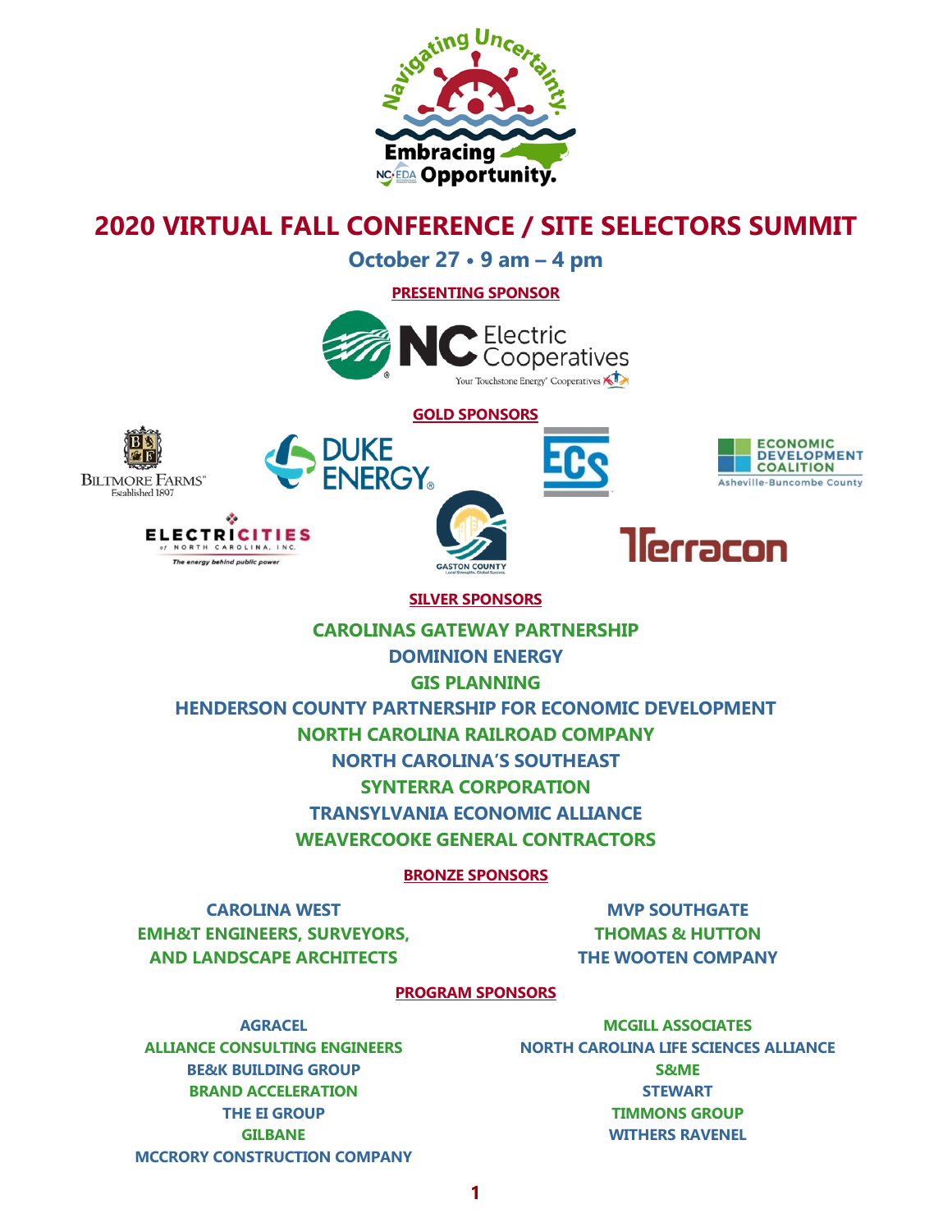# 2020 VIRTUAL FALL CONFERENCE / SITE SELECTORS SUMMIT

## October 27 • 9 am – 4 pm

**PRESENTING SPONSOR**

NC Electric Cooperatives

**GOLD SPONSORS**

Biltmore Farms
Duke Energy
ECS
Economic Development Coalition Asheville-Buncombe County
ElectriCities of North Carolina, Inc.
Gaston County
Terracon

**SILVER SPONSORS**

CAROLINAS GATEWAY PARTNERSHIP
DOMINION ENERGY
GIS PLANNING
HENDERSON COUNTY PARTNERSHIP FOR ECONOMIC DEVELOPMENT
NORTH CAROLINA RAILROAD COMPANY
NORTH CAROLINA'S SOUTHEAST
SYNTERRA CORPORATION
TRANSYLVANIA ECONOMIC ALLIANCE
WEAVERCOOKE GENERAL CONTRACTORS

**BRONZE SPONSORS**

CAROLINA WEST
EMH&T ENGINEERS, SURVEYORS, AND LANDSCAPE ARCHITECTS
MVP SOUTHGATE
THOMAS & HUTTON
THE WOOTEN COMPANY

**PROGRAM SPONSORS**

AGRACEL
ALLIANCE CONSULTING ENGINEERS
BE&K BUILDING GROUP
BRAND ACCELERATION
THE EI GROUP
GILBANE
MCCRORY CONSTRUCTION COMPANY
MCGILL ASSOCIATES
NORTH CAROLINA LIFE SCIENCES ALLIANCE
S&ME
STEWART
TIMMONS GROUP
WITHERS RAVENEL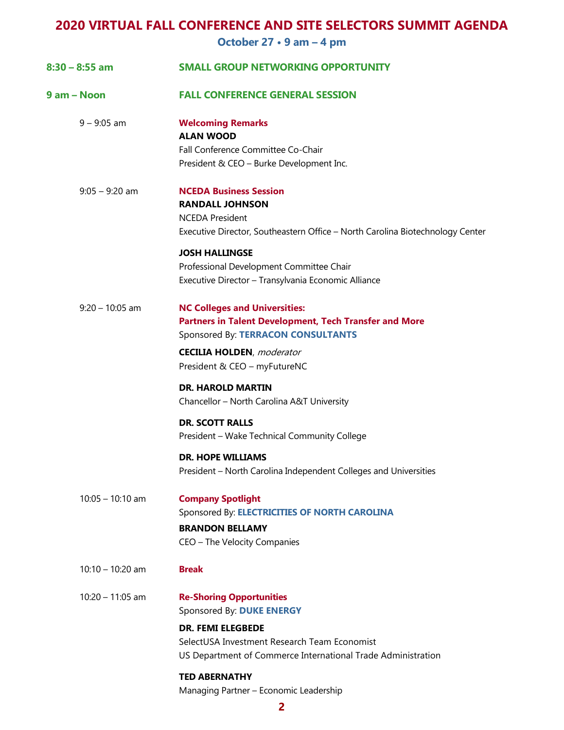# 2020 VIRTUAL FALL CONFERENCE AND SITE SELECTORS SUMMIT AGENDA

**October 27 • 9 am – 4 pm**

**8:30 – 8:55 am** — **SMALL GROUP NETWORKING OPPORTUNITY**

**9 am – Noon** — **FALL CONFERENCE GENERAL SESSION**

9 – 9:05 am — **Welcoming Remarks**

**ALAN WOOD**
Fall Conference Committee Co-Chair
President & CEO – Burke Development Inc.

9:05 – 9:20 am — **NCEDA Business Session**

**RANDALL JOHNSON**
NCEDA President
Executive Director, Southeastern Office – North Carolina Biotechnology Center

**JOSH HALLINGSE**
Professional Development Committee Chair
Executive Director – Transylvania Economic Alliance

9:20 – 10:05 am — **NC Colleges and Universities: Partners in Talent Development, Tech Transfer and More**
Sponsored By: **TERRACON CONSULTANTS**

**CECILIA HOLDEN**, *moderator*
President & CEO – myFutureNC

**DR. HAROLD MARTIN**
Chancellor – North Carolina A&T University

**DR. SCOTT RALLS**
President – Wake Technical Community College

**DR. HOPE WILLIAMS**
President – North Carolina Independent Colleges and Universities

10:05 – 10:10 am — **Company Spotlight**
Sponsored By: **ELECTRICITIES OF NORTH CAROLINA**

**BRANDON BELLAMY**
CEO – The Velocity Companies

10:10 – 10:20 am — **Break**

10:20 – 11:05 am — **Re-Shoring Opportunities**
Sponsored By: **DUKE ENERGY**

**DR. FEMI ELEGBEDE**
SelectUSA Investment Research Team Economist
US Department of Commerce International Trade Administration

**TED ABERNATHY**
Managing Partner – Economic Leadership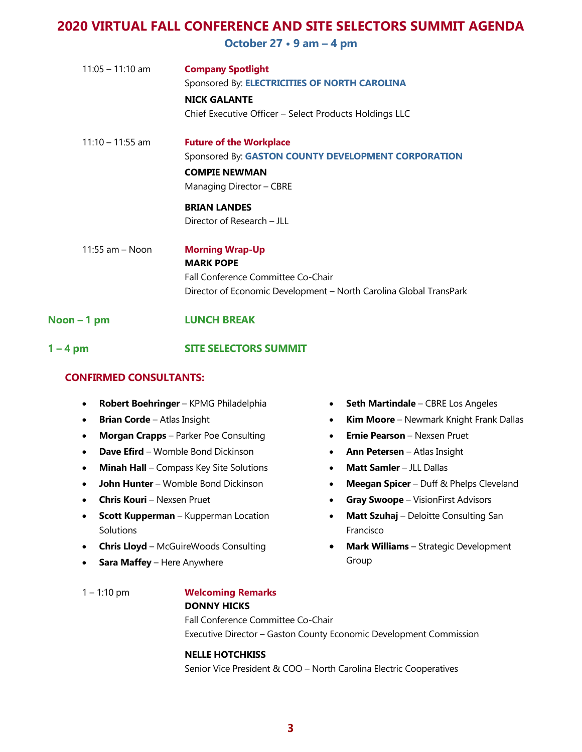# 2020 VIRTUAL FALL CONFERENCE AND SITE SELECTORS SUMMIT AGENDA

**October 27 • 9 am – 4 pm**

11:05 – 11:10 am

**Company Spotlight**
Sponsored By: **ELECTRICITIES OF NORTH CAROLINA**

**NICK GALANTE**
Chief Executive Officer – Select Products Holdings LLC

11:10 – 11:55 am

**Future of the Workplace**
Sponsored By: **GASTON COUNTY DEVELOPMENT CORPORATION**

**COMPIE NEWMAN**
Managing Director – CBRE

**BRIAN LANDES**
Director of Research – JLL

11:55 am – Noon

**Morning Wrap-Up**
**MARK POPE**
Fall Conference Committee Co-Chair
Director of Economic Development – North Carolina Global TransPark

**Noon – 1 pm** **LUNCH BREAK**

**1 – 4 pm** **SITE SELECTORS SUMMIT**

**CONFIRMED CONSULTANTS:**

- **Robert Boehringer** – KPMG Philadelphia
- **Brian Corde** – Atlas Insight
- **Morgan Crapps** – Parker Poe Consulting
- **Dave Efird** – Womble Bond Dickinson
- **Minah Hall** – Compass Key Site Solutions
- **John Hunter** – Womble Bond Dickinson
- **Chris Kouri** – Nexsen Pruet
- **Scott Kupperman** – Kupperman Location Solutions
- **Chris Lloyd** – McGuireWoods Consulting
- **Sara Maffey** – Here Anywhere
- **Seth Martindale** – CBRE Los Angeles
- **Kim Moore** – Newmark Knight Frank Dallas
- **Ernie Pearson** – Nexsen Pruet
- **Ann Petersen** – Atlas Insight
- **Matt Samler** – JLL Dallas
- **Meegan Spicer** – Duff & Phelps Cleveland
- **Gray Swoope** – VisionFirst Advisors
- **Matt Szuhaj** – Deloitte Consulting San Francisco
- **Mark Williams** – Strategic Development Group

1 – 1:10 pm

**Welcoming Remarks**
**DONNY HICKS**
Fall Conference Committee Co-Chair
Executive Director – Gaston County Economic Development Commission

**NELLE HOTCHKISS**
Senior Vice President & COO – North Carolina Electric Cooperatives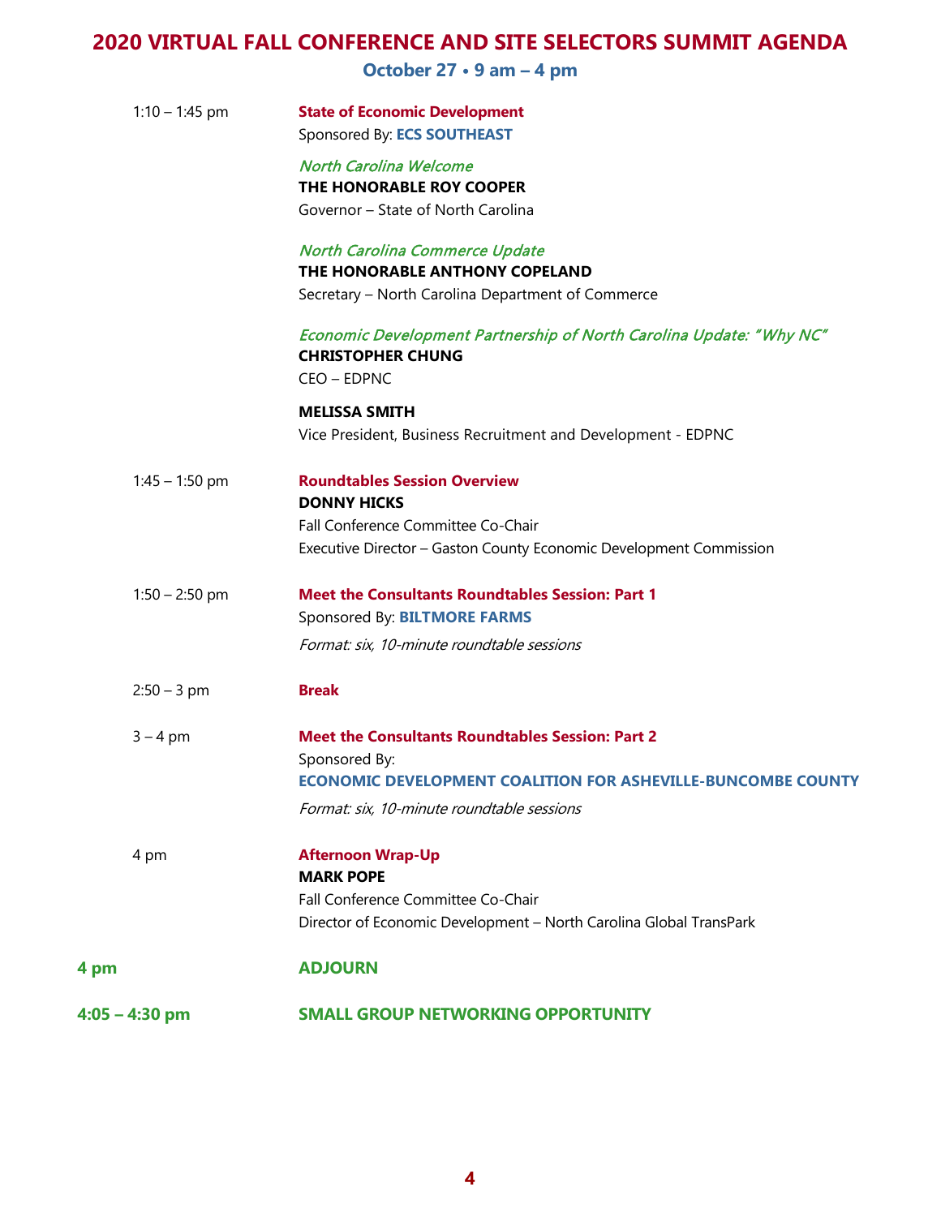# 2020 VIRTUAL FALL CONFERENCE AND SITE SELECTORS SUMMIT AGENDA

**October 27 • 9 am – 4 pm**

| | |
|---|---|
| 1:10 – 1:45 pm | **State of Economic Development**<br>Sponsored By: **ECS SOUTHEAST**<br><br>*North Carolina Welcome*<br>**THE HONORABLE ROY COOPER**<br>Governor – State of North Carolina<br><br>*North Carolina Commerce Update*<br>**THE HONORABLE ANTHONY COPELAND**<br>Secretary – North Carolina Department of Commerce<br><br>*Economic Development Partnership of North Carolina Update: "Why NC"*<br>**CHRISTOPHER CHUNG**<br>CEO – EDPNC<br><br>**MELISSA SMITH**<br>Vice President, Business Recruitment and Development - EDPNC |
| 1:45 – 1:50 pm | **Roundtables Session Overview**<br>**DONNY HICKS**<br>Fall Conference Committee Co-Chair<br>Executive Director – Gaston County Economic Development Commission |
| 1:50 – 2:50 pm | **Meet the Consultants Roundtables Session: Part 1**<br>Sponsored By: **BILTMORE FARMS**<br>*Format: six, 10-minute roundtable sessions* |
| 2:50 – 3 pm | **Break** |
| 3 – 4 pm | **Meet the Consultants Roundtables Session: Part 2**<br>Sponsored By:<br>**ECONOMIC DEVELOPMENT COALITION FOR ASHEVILLE-BUNCOMBE COUNTY**<br>*Format: six, 10-minute roundtable sessions* |
| 4 pm | **Afternoon Wrap-Up**<br>**MARK POPE**<br>Fall Conference Committee Co-Chair<br>Director of Economic Development – North Carolina Global TransPark |
| **4 pm** | **ADJOURN** |
| **4:05 – 4:30 pm** | **SMALL GROUP NETWORKING OPPORTUNITY** |